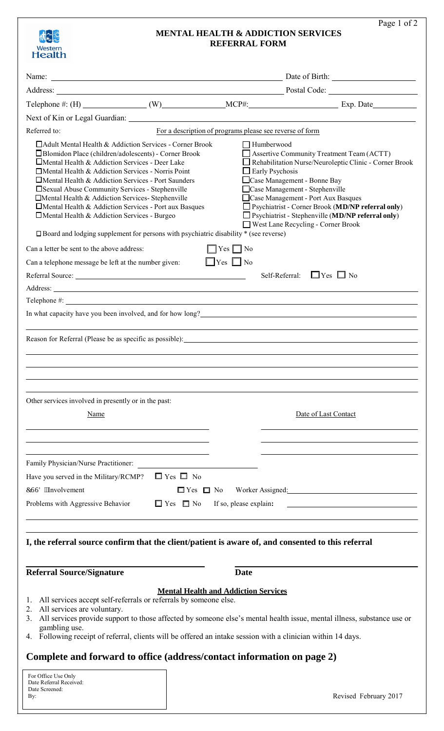# MENTAL HEALTH & ADDICTION SERVICES REFERRAL FORM

Western Health

Name: ____________________ Date of Birth: ____________________

Address: ____________________ Postal Code: ____________________

Telephone #: (H) __________ (W) __________ MCP#: __________ Exp. Date __________

Next of Kin or Legal Guardian: ____________________

Referred to: For a description of programs please see reverse of form

- ☐ Adult Mental Health & Addiction Services - Corner Brook
- ☐ Blomidon Place (children/adolescents) - Corner Brook
- ☐ Mental Health & Addiction Services - Deer Lake
- ☐ Mental Health & Addiction Services - Norris Point
- ☐ Mental Health & Addiction Services - Port Saunders
- ☐ Sexual Abuse Community Services - Stephenville
- ☐ Mental Health & Addiction Services- Stephenville
- ☐ Mental Health & Addiction Services - Port aux Basques
- ☐ Mental Health & Addiction Services - Burgeo
- ☐ Humberwood
- ☐ Assertive Community Treatment Team (ACTT)
- ☐ Rehabilitation Nurse/Neuroleptic Clinic - Corner Brook
- ☐ Early Psychosis
- ☐ Case Management - Bonne Bay
- ☐ Case Management - Stephenville
- ☐ Case Management - Port Aux Basques
- ☐ Psychiatrist - Corner Brook (**MD/NP referral only**)
- ☐ Psychiatrist - Stephenville (**MD/NP referral only**)
- ☐ West Lane Recycling - Corner Brook
- ☐ Board and lodging supplement for persons with psychiatric disability * (see reverse)

Can a letter be sent to the above address: ☐ Yes ☐ No

Can a telephone message be left at the number given: ☐ Yes ☐ No

Referral Source: ____________________ Self-Referral: ☐ Yes ☐ No

Address: ____________________

Telephone #: ____________________

In what capacity have you been involved, and for how long? ____________________

Reason for Referral (Please be as specific as possible): ____________________

Other services involved in presently or in the past:

| Name | Date of Last Contact |
| --- | --- |
| | |
| | |
| | |

Family Physician/Nurse Practitioner: ____________________

Have you served in the Military/RCMP? ☐ Yes ☐ No

&66' Involvement ☐ Yes ☐ No Worker Assigned: ____________________

Problems with Aggressive Behavior ☐ Yes ☐ No If so, please explain: ____________________

**I, the referral source confirm that the client/patient is aware of, and consented to this referral**

**Referral Source/Signature** **Date**

**Mental Health and Addiction Services**

1. All services accept self-referrals or referrals by someone else.
2. All services are voluntary.
3. All services provide support to those affected by someone else's mental health issue, mental illness, substance use or gambling use.
4. Following receipt of referral, clients will be offered an intake session with a clinician within 14 days.

## Complete and forward to office (address/contact information on page 2)

For Office Use Only
Date Referral Received:
Date Screened:
By:

Revised February 2017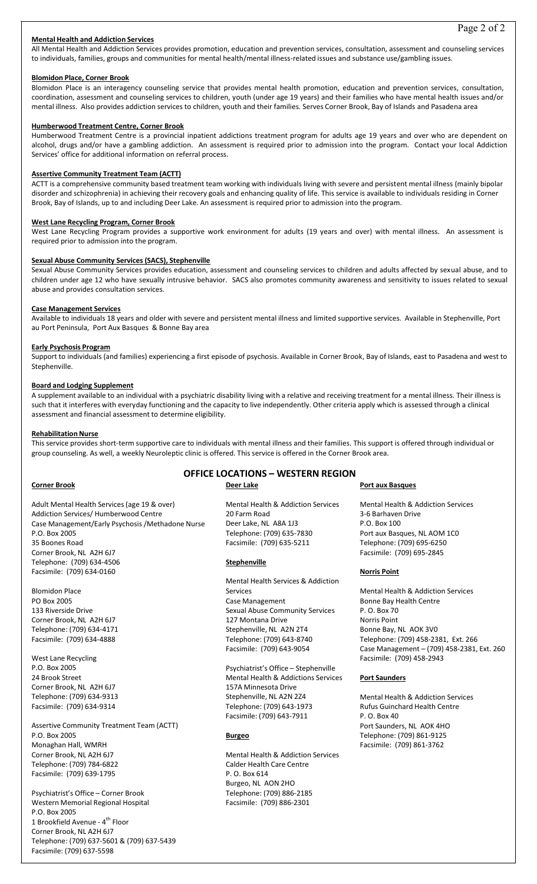## Mental Health and Addiction Services

All Mental Health and Addiction Services provides promotion, education and prevention services, consultation, assessment and counseling services to individuals, families, groups and communities for mental health/mental illness-related issues and substance use/gambling issues.

### Blomidon Place, Corner Brook

Blomidon Place is an interagency counseling service that provides mental health promotion, education and prevention services, consultation, coordination, assessment and counseling services to children, youth (under age 19 years) and their families who have mental health issues and/or mental illness. Also provides addiction services to children, youth and their families. Serves Corner Brook, Bay of Islands and Pasadena area

### Humberwood Treatment Centre, Corner Brook

Humberwood Treatment Centre is a provincial inpatient addictions treatment program for adults age 19 years and over who are dependent on alcohol, drugs and/or have a gambling addiction. An assessment is required prior to admission into the program. Contact your local Addiction Services' office for additional information on referral process.

### Assertive Community Treatment Team (ACTT)

ACTT is a comprehensive community based treatment team working with individuals living with severe and persistent mental illness (mainly bipolar disorder and schizophrenia) in achieving their recovery goals and enhancing quality of life. This service is available to individuals residing in Corner Brook, Bay of Islands, up to and including Deer Lake. An assessment is required prior to admission into the program.

### West Lane Recycling Program, Corner Brook

West Lane Recycling Program provides a supportive work environment for adults (19 years and over) with mental illness. An assessment is required prior to admission into the program.

### Sexual Abuse Community Services (SACS), Stephenville

Sexual Abuse Community Services provides education, assessment and counseling services to children and adults affected by sexual abuse, and to children under age 12 who have sexually intrusive behavior. SACS also promotes community awareness and sensitivity to issues related to sexual abuse and provides consultation services.

### Case Management Services

Available to individuals 18 years and older with severe and persistent mental illness and limited supportive services. Available in Stephenville, Port au Port Peninsula, Port Aux Basques & Bonne Bay area

### Early Psychosis Program

Support to individuals (and families) experiencing a first episode of psychosis. Available in Corner Brook, Bay of Islands, east to Pasadena and west to Stephenville.

### Board and Lodging Supplement

A supplement available to an individual with a psychiatric disability living with a relative and receiving treatment for a mental illness. Their illness is such that it interferes with everyday functioning and the capacity to live independently. Other criteria apply which is assessed through a clinical assessment and financial assessment to determine eligibility.

### Rehabilitation Nurse

This service provides short-term supportive care to individuals with mental illness and their families. This support is offered through individual or group counseling. As well, a weekly Neuroleptic clinic is offered. This service is offered in the Corner Brook area.

## OFFICE LOCATIONS – WESTERN REGION

### Corner Brook

Adult Mental Health Services (age 19 & over)
Addiction Services/ Humberwood Centre
Case Management/Early Psychosis /Methadone Nurse
P.O. Box 2005
35 Boones Road
Corner Brook, NL A2H 6J7
Telephone: (709) 634-4506
Facsimile: (709) 634-0160

Blomidon Place
PO Box 2005
133 Riverside Drive
Corner Brook, NL A2H 6J7
Telephone: (709) 634-4171
Facsimile: (709) 634-4888

West Lane Recycling
P.O. Box 2005
24 Brook Street
Corner Brook, NL A2H 6J7
Telephone: (709) 634-9313
Facsimile: (709) 634-9314

Assertive Community Treatment Team (ACTT)
P.O. Box 2005
Monaghan Hall, WMRH
Corner Brook, NL A2H 6J7
Telephone: (709) 784-6822
Facsimile: (709) 639-1795

Psychiatrist's Office – Corner Brook
Western Memorial Regional Hospital
P.O. Box 2005
1 Brookfield Avenue - 4th Floor
Corner Brook, NL A2H 6J7
Telephone: (709) 637-5601 & (709) 637-5439
Facsimile: (709) 637-5598

### Deer Lake

Mental Health & Addiction Services
20 Farm Road
Deer Lake, NL A8A 1J3
Telephone: (709) 635-7830
Facsimile: (709) 635-5211

### Stephenville

Mental Health Services & Addiction Services
Case Management
Sexual Abuse Community Services
127 Montana Drive
Stephenville, NL A2N 2T4
Telephone: (709) 643-8740
Facsimile: (709) 643-9054

Psychiatrist's Office – Stephenville
Mental Health & Addictions Services
157A Minnesota Drive
Stephenville, NL A2N 2Z4
Telephone: (709) 643-1973
Facsimile: (709) 643-7911

### Burgeo

Mental Health & Addiction Services
Calder Health Care Centre
P. O. Box 614
Burgeo, NL AON 2HO
Telephone: (709) 886-2185
Facsimile: (709) 886-2301

### Port aux Basques

Mental Health & Addiction Services
3-6 Barhaven Drive
P.O. Box 100
Port aux Basques, NL AOM 1C0
Telephone: (709) 695-6250
Facsimile: (709) 695-2845

### Norris Point

Mental Health & Addiction Services
Bonne Bay Health Centre
P. O. Box 70
Norris Point
Bonne Bay, NL AOK 3V0
Telephone: (709) 458-2381, Ext. 266
Case Management – (709) 458-2381, Ext. 260
Facsimile: (709) 458-2943

### Port Saunders

Mental Health & Addiction Services
Rufus Guinchard Health Centre
P. O. Box 40
Port Saunders, NL AOK 4HO
Telephone: (709) 861-9125
Facsimile: (709) 861-3762